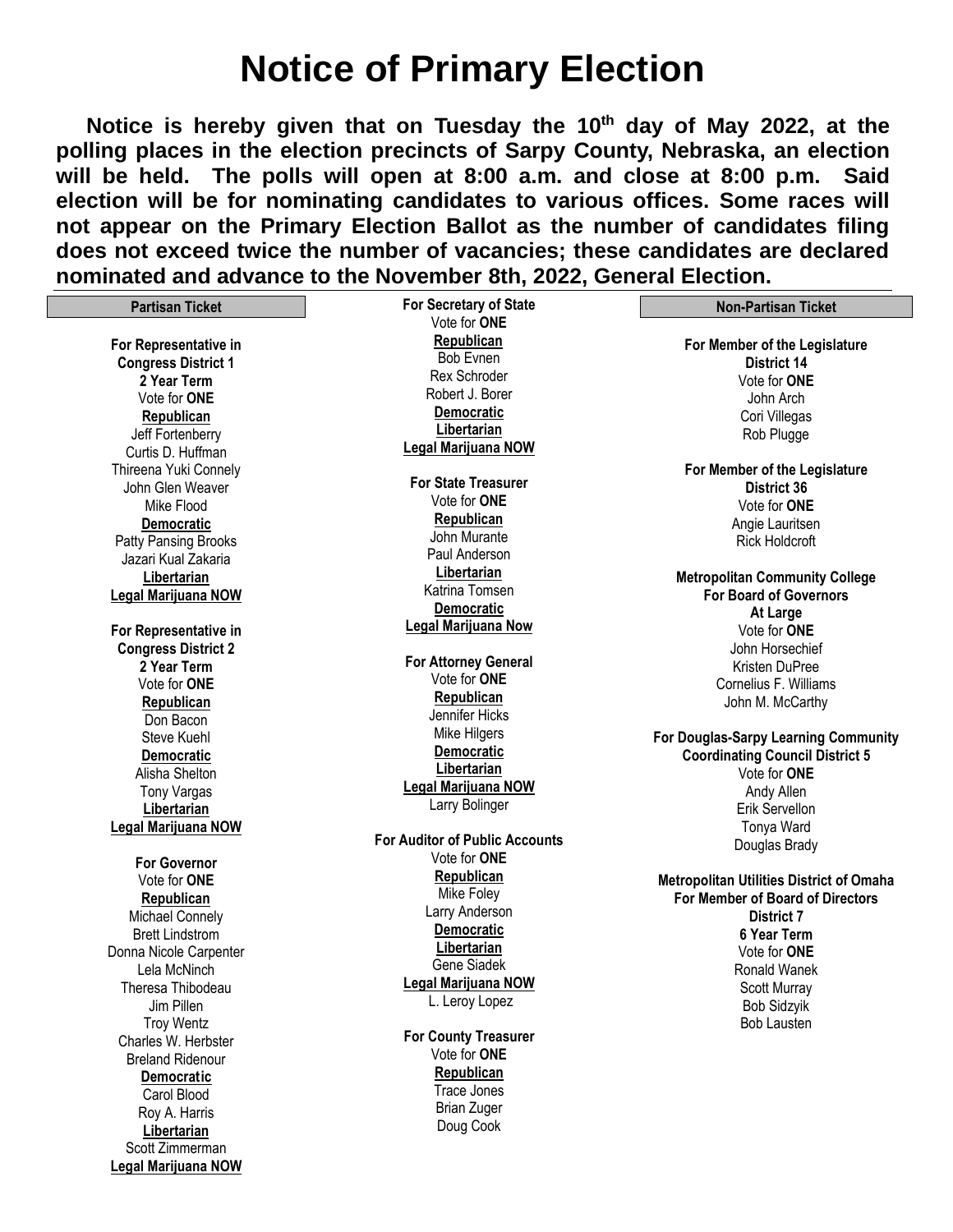# Notice of Primary Election

**Notice is hereby given that on Tuesday the 10th day of May 2022, at the polling places in the election precincts of Sarpy County, Nebraska, an election will be held. The polls will open at 8:00 a.m. and close at 8:00 p.m. Said election will be for nominating candidates to various offices. Some races will not appear on the Primary Election Ballot as the number of candidates filing does not exceed twice the number of vacancies; these candidates are declared nominated and advance to the November 8th, 2022, General Election.**

## Partisan Ticket

**For Representative in Congress District 1**
**2 Year Term**
Vote for **ONE**

**Republican**
Jeff Fortenberry
Curtis D. Huffman
Thireena Yuki Connely
John Glen Weaver
Mike Flood

**Democratic**
Patty Pansing Brooks
Jazari Kual Zakaria

**Libertarian**

**Legal Marijuana NOW**

**For Representative in Congress District 2**
**2 Year Term**
Vote for **ONE**

**Republican**
Don Bacon
Steve Kuehl

**Democratic**
Alisha Shelton
Tony Vargas

**Libertarian**

**Legal Marijuana NOW**

**For Governor**
Vote for **ONE**

**Republican**
Michael Connely
Brett Lindstrom
Donna Nicole Carpenter
Lela McNinch
Theresa Thibodeau
Jim Pillen
Troy Wentz
Charles W. Herbster
Breland Ridenour

**Democratic**
Carol Blood
Roy A. Harris

**Libertarian**
Scott Zimmerman

**Legal Marijuana NOW**

**For Secretary of State**
Vote for **ONE**

**Republican**
Bob Evnen
Rex Schroder
Robert J. Borer

**Democratic**

**Libertarian**

**Legal Marijuana NOW**

**For State Treasurer**
Vote for **ONE**

**Republican**
John Murante
Paul Anderson

**Libertarian**
Katrina Tomsen

**Democratic**

**Legal Marijuana Now**

**For Attorney General**
Vote for **ONE**

**Republican**
Jennifer Hicks
Mike Hilgers

**Democratic**

**Libertarian**

**Legal Marijuana NOW**
Larry Bolinger

**For Auditor of Public Accounts**
Vote for **ONE**

**Republican**
Mike Foley
Larry Anderson

**Democratic**

**Libertarian**
Gene Siadek

**Legal Marijuana NOW**
L. Leroy Lopez

**For County Treasurer**
Vote for **ONE**

**Republican**
Trace Jones
Brian Zuger
Doug Cook

## Non-Partisan Ticket

**For Member of the Legislature District 14**
Vote for **ONE**
John Arch
Cori Villegas
Rob Plugge

**For Member of the Legislature District 36**
Vote for **ONE**
Angie Lauritsen
Rick Holdcroft

**Metropolitan Community College For Board of Governors At Large**
Vote for **ONE**
John Horsechief
Kristen DuPree
Cornelius F. Williams
John M. McCarthy

**For Douglas-Sarpy Learning Community Coordinating Council District 5**
Vote for **ONE**
Andy Allen
Erik Servellon
Tonya Ward
Douglas Brady

**Metropolitan Utilities District of Omaha For Member of Board of Directors District 7**
**6 Year Term**
Vote for **ONE**
Ronald Wanek
Scott Murray
Bob Sidzyik
Bob Lausten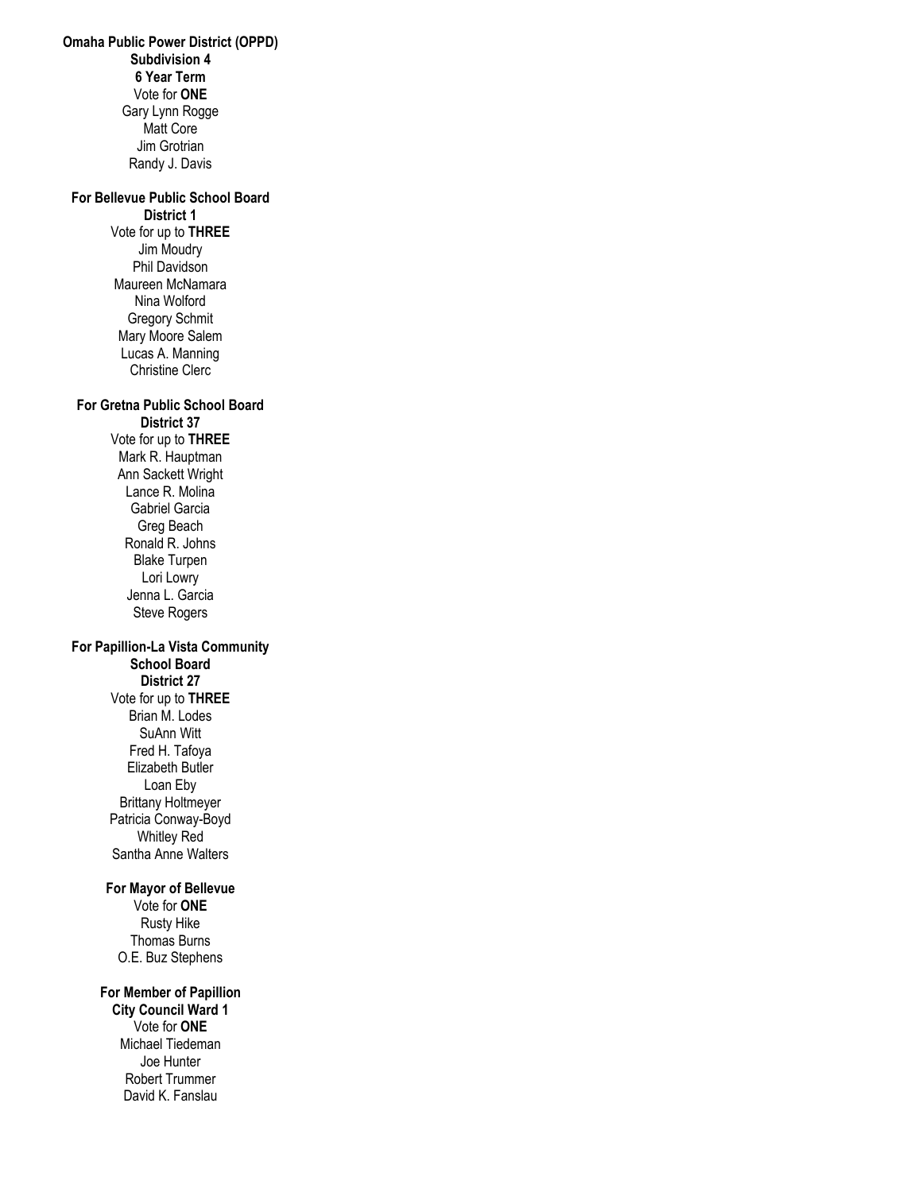**Omaha Public Power District (OPPD)**
**Subdivision 4**
**6 Year Term**
Vote for **ONE**
Gary Lynn Rogge
Matt Core
Jim Grotrian
Randy J. Davis

**For Bellevue Public School Board**
**District 1**
Vote for up to **THREE**
Jim Moudry
Phil Davidson
Maureen McNamara
Nina Wolford
Gregory Schmit
Mary Moore Salem
Lucas A. Manning
Christine Clerc

**For Gretna Public School Board**
**District 37**
Vote for up to **THREE**
Mark R. Hauptman
Ann Sackett Wright
Lance R. Molina
Gabriel Garcia
Greg Beach
Ronald R. Johns
Blake Turpen
Lori Lowry
Jenna L. Garcia
Steve Rogers

**For Papillion-La Vista Community School Board**
**District 27**
Vote for up to **THREE**
Brian M. Lodes
SuAnn Witt
Fred H. Tafoya
Elizabeth Butler
Loan Eby
Brittany Holtmeyer
Patricia Conway-Boyd
Whitley Red
Santha Anne Walters

**For Mayor of Bellevue**
Vote for **ONE**
Rusty Hike
Thomas Burns
O.E. Buz Stephens

**For Member of Papillion City Council Ward 1**
Vote for **ONE**
Michael Tiedeman
Joe Hunter
Robert Trummer
David K. Fanslau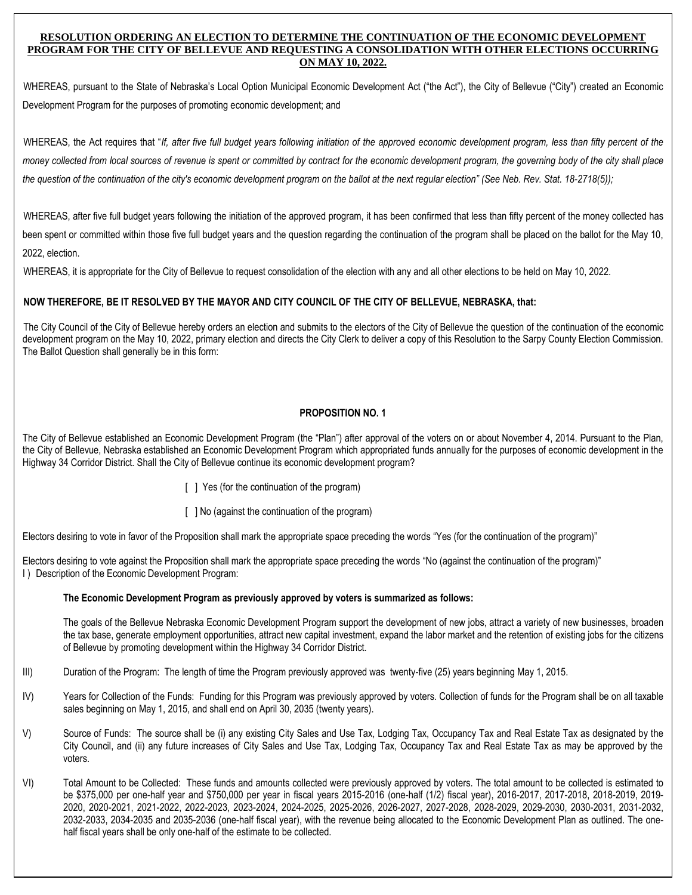**RESOLUTION ORDERING AN ELECTION TO DETERMINE THE CONTINUATION OF THE ECONOMIC DEVELOPMENT PROGRAM FOR THE CITY OF BELLEVUE AND REQUESTING A CONSOLIDATION WITH OTHER ELECTIONS OCCURRING ON MAY 10, 2022.**

WHEREAS, pursuant to the State of Nebraska's Local Option Municipal Economic Development Act ("the Act"), the City of Bellevue ("City") created an Economic Development Program for the purposes of promoting economic development; and

WHEREAS, the Act requires that "*If, after five full budget years following initiation of the approved economic development program, less than fifty percent of the money collected from local sources of revenue is spent or committed by contract for the economic development program, the governing body of the city shall place the question of the continuation of the city's economic development program on the ballot at the next regular election" (See Neb. Rev. Stat. 18-2718(5));*

WHEREAS, after five full budget years following the initiation of the approved program, it has been confirmed that less than fifty percent of the money collected has been spent or committed within those five full budget years and the question regarding the continuation of the program shall be placed on the ballot for the May 10, 2022, election.

WHEREAS, it is appropriate for the City of Bellevue to request consolidation of the election with any and all other elections to be held on May 10, 2022.

**NOW THEREFORE, BE IT RESOLVED BY THE MAYOR AND CITY COUNCIL OF THE CITY OF BELLEVUE, NEBRASKA, that:**

The City Council of the City of Bellevue hereby orders an election and submits to the electors of the City of Bellevue the question of the continuation of the economic development program on the May 10, 2022, primary election and directs the City Clerk to deliver a copy of this Resolution to the Sarpy County Election Commission. The Ballot Question shall generally be in this form:

**PROPOSITION NO. 1**

The City of Bellevue established an Economic Development Program (the "Plan") after approval of the voters on or about November 4, 2014. Pursuant to the Plan, the City of Bellevue, Nebraska established an Economic Development Program which appropriated funds annually for the purposes of economic development in the Highway 34 Corridor District. Shall the City of Bellevue continue its economic development program?

[ ] Yes (for the continuation of the program)

[ ] No (against the continuation of the program)

Electors desiring to vote in favor of the Proposition shall mark the appropriate space preceding the words "Yes (for the continuation of the program)"

Electors desiring to vote against the Proposition shall mark the appropriate space preceding the words "No (against the continuation of the program)"

I ) Description of the Economic Development Program:

**The Economic Development Program as previously approved by voters is summarized as follows:**

The goals of the Bellevue Nebraska Economic Development Program support the development of new jobs, attract a variety of new businesses, broaden the tax base, generate employment opportunities, attract new capital investment, expand the labor market and the retention of existing jobs for the citizens of Bellevue by promoting development within the Highway 34 Corridor District.

III) Duration of the Program: The length of time the Program previously approved was twenty-five (25) years beginning May 1, 2015.

IV) Years for Collection of the Funds: Funding for this Program was previously approved by voters. Collection of funds for the Program shall be on all taxable sales beginning on May 1, 2015, and shall end on April 30, 2035 (twenty years).

V) Source of Funds: The source shall be (i) any existing City Sales and Use Tax, Lodging Tax, Occupancy Tax and Real Estate Tax as designated by the City Council, and (ii) any future increases of City Sales and Use Tax, Lodging Tax, Occupancy Tax and Real Estate Tax as may be approved by the voters.

VI) Total Amount to be Collected: These funds and amounts collected were previously approved by voters. The total amount to be collected is estimated to be $375,000 per one-half year and $750,000 per year in fiscal years 2015-2016 (one-half (1/2) fiscal year), 2016-2017, 2017-2018, 2018-2019, 2019-2020, 2020-2021, 2021-2022, 2022-2023, 2023-2024, 2024-2025, 2025-2026, 2026-2027, 2027-2028, 2028-2029, 2029-2030, 2030-2031, 2031-2032, 2032-2033, 2034-2035 and 2035-2036 (one-half fiscal year), with the revenue being allocated to the Economic Development Plan as outlined. The one-half fiscal years shall be only one-half of the estimate to be collected.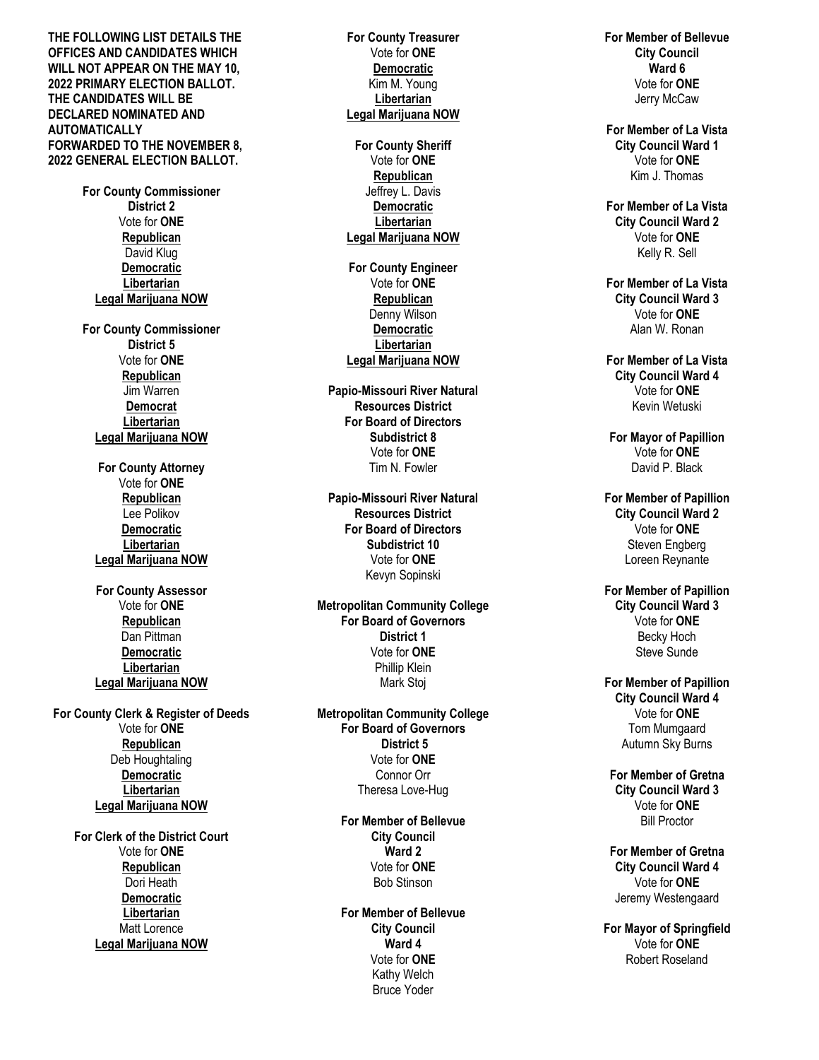**THE FOLLOWING LIST DETAILS THE OFFICES AND CANDIDATES WHICH WILL NOT APPEAR ON THE MAY 10, 2022 PRIMARY ELECTION BALLOT. THE CANDIDATES WILL BE DECLARED NOMINATED AND AUTOMATICALLY FORWARDED TO THE NOVEMBER 8, 2022 GENERAL ELECTION BALLOT.**

**For County Commissioner**
**District 2**
Vote for **ONE**
**Republican**
David Klug
**Democratic**
**Libertarian**
**Legal Marijuana NOW**

**For County Commissioner**
**District 5**
Vote for **ONE**
**Republican**
Jim Warren
**Democrat**
**Libertarian**
**Legal Marijuana NOW**

**For County Attorney**
Vote for **ONE**
**Republican**
Lee Polikov
**Democratic**
**Libertarian**
**Legal Marijuana NOW**

**For County Assessor**
Vote for **ONE**
**Republican**
Dan Pittman
**Democratic**
**Libertarian**
**Legal Marijuana NOW**

**For County Clerk & Register of Deeds**
Vote for **ONE**
**Republican**
Deb Houghtaling
**Democratic**
**Libertarian**
**Legal Marijuana NOW**

**For Clerk of the District Court**
Vote for **ONE**
**Republican**
Dori Heath
**Democratic**
**Libertarian**
Matt Lorence
**Legal Marijuana NOW**

**For County Treasurer**
Vote for **ONE**
**Democratic**
Kim M. Young
**Libertarian**
**Legal Marijuana NOW**

**For County Sheriff**
Vote for **ONE**
**Republican**
Jeffrey L. Davis
**Democratic**
**Libertarian**
**Legal Marijuana NOW**

**For County Engineer**
Vote for **ONE**
**Republican**
Denny Wilson
**Democratic**
**Libertarian**
**Legal Marijuana NOW**

**Papio-Missouri River Natural Resources District**
**For Board of Directors**
**Subdistrict 8**
Vote for **ONE**
Tim N. Fowler

**Papio-Missouri River Natural Resources District**
**For Board of Directors**
**Subdistrict 10**
Vote for **ONE**
Kevyn Sopinski

**Metropolitan Community College**
**For Board of Governors**
**District 1**
Vote for **ONE**
Phillip Klein
Mark Stoj

**Metropolitan Community College**
**For Board of Governors**
**District 5**
Vote for **ONE**
Connor Orr
Theresa Love-Hug

**For Member of Bellevue City Council**
**Ward 2**
Vote for **ONE**
Bob Stinson

**For Member of Bellevue City Council**
**Ward 4**
Vote for **ONE**
Kathy Welch
Bruce Yoder

**For Member of Bellevue City Council**
**Ward 6**
Vote for **ONE**
Jerry McCaw

**For Member of La Vista City Council Ward 1**
Vote for **ONE**
Kim J. Thomas

**For Member of La Vista City Council Ward 2**
Vote for **ONE**
Kelly R. Sell

**For Member of La Vista City Council Ward 3**
Vote for **ONE**
Alan W. Ronan

**For Member of La Vista City Council Ward 4**
Vote for **ONE**
Kevin Wetuski

**For Mayor of Papillion**
Vote for **ONE**
David P. Black

**For Member of Papillion City Council Ward 2**
Vote for **ONE**
Steven Engberg
Loreen Reynante

**For Member of Papillion City Council Ward 3**
Vote for **ONE**
Becky Hoch
Steve Sunde

**For Member of Papillion City Council Ward 4**
Vote for **ONE**
Tom Mumgaard
Autumn Sky Burns

**For Member of Gretna City Council Ward 3**
Vote for **ONE**
Bill Proctor

**For Member of Gretna City Council Ward 4**
Vote for **ONE**
Jeremy Westengaard

**For Mayor of Springfield**
Vote for **ONE**
Robert Roseland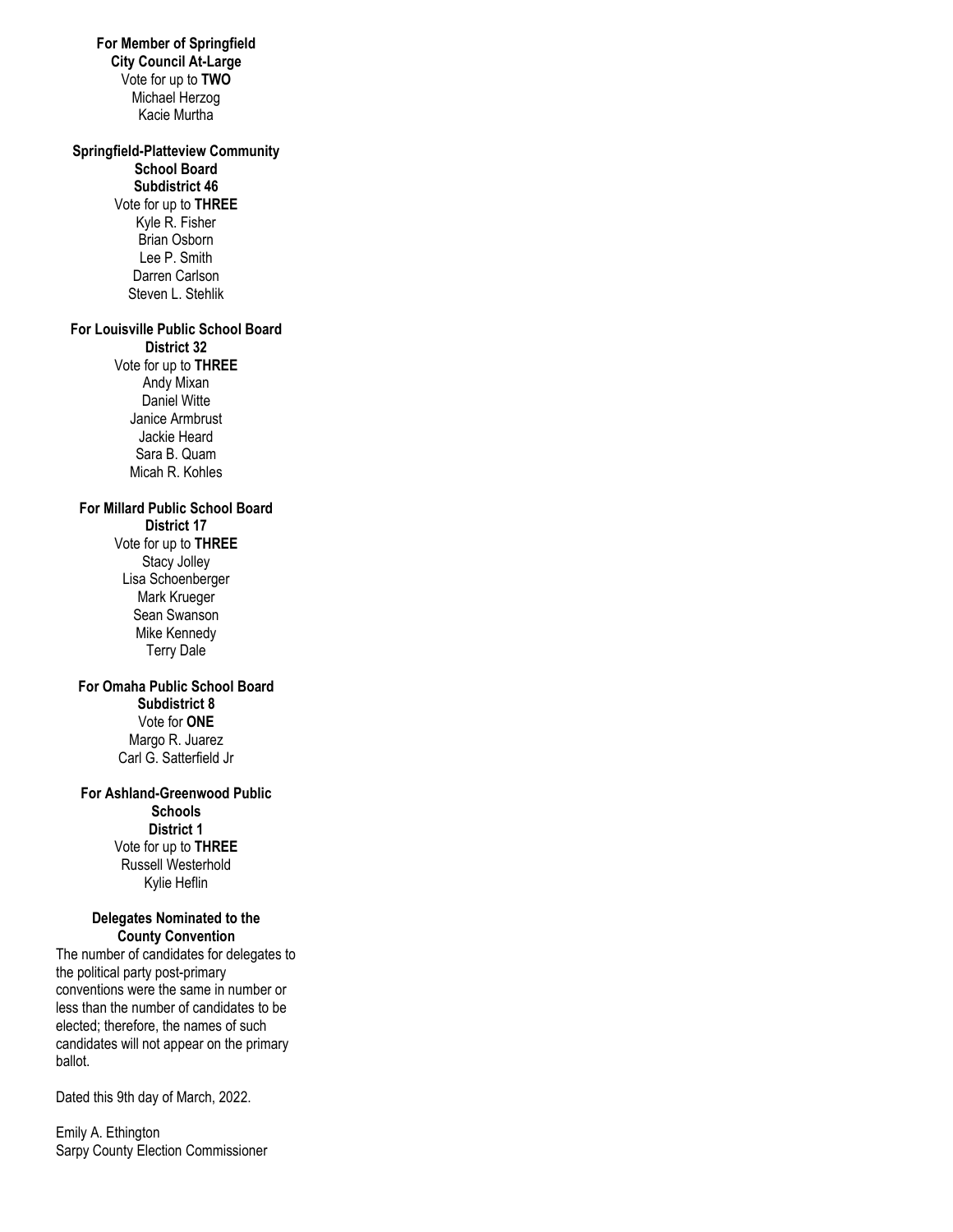**For Member of Springfield City Council At-Large**

Vote for up to **TWO**

Michael Herzog
Kacie Murtha

**Springfield-Platteview Community School Board Subdistrict 46**

Vote for up to **THREE**

Kyle R. Fisher
Brian Osborn
Lee P. Smith
Darren Carlson
Steven L. Stehlik

**For Louisville Public School Board District 32**

Vote for up to **THREE**

Andy Mixan
Daniel Witte
Janice Armbrust
Jackie Heard
Sara B. Quam
Micah R. Kohles

**For Millard Public School Board District 17**

Vote for up to **THREE**

Stacy Jolley
Lisa Schoenberger
Mark Krueger
Sean Swanson
Mike Kennedy
Terry Dale

**For Omaha Public School Board Subdistrict 8**

Vote for **ONE**

Margo R. Juarez
Carl G. Satterfield Jr

**For Ashland-Greenwood Public Schools District 1**

Vote for up to **THREE**

Russell Westerhold
Kylie Heflin

**Delegates Nominated to the County Convention**

The number of candidates for delegates to the political party post-primary conventions were the same in number or less than the number of candidates to be elected; therefore, the names of such candidates will not appear on the primary ballot.

Dated this 9th day of March, 2022.

Emily A. Ethington
Sarpy County Election Commissioner